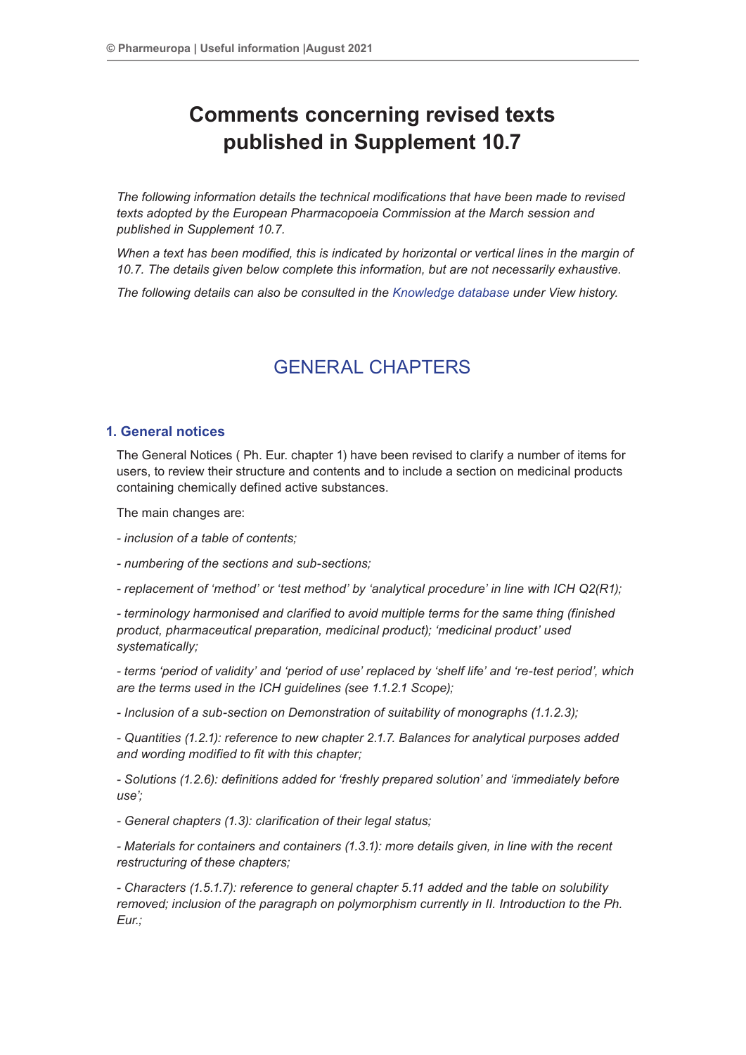# Comments concerning revised texts published in Supplement 10.7

*The following information details the technical modifications that have been made to revised texts adopted by the European Pharmacopoeia Commission at the March session and published in Supplement 10.7.*

*When a text has been modified, this is indicated by horizontal or vertical lines in the margin of 10.7. The details given below complete this information, but are not necessarily exhaustive.*

*The following details can also be consulted in the Knowledge database under View history.*

## GENERAL CHAPTERS

### 1. General notices

The General Notices ( Ph. Eur. chapter 1) have been revised to clarify a number of items for users, to review their structure and contents and to include a section on medicinal products containing chemically defined active substances.

The main changes are:

*- inclusion of a table of contents;*

*- numbering of the sections and sub-sections;*

*- replacement of 'method' or 'test method' by 'analytical procedure' in line with ICH Q2(R1);*

*- terminology harmonised and clarified to avoid multiple terms for the same thing (finished product, pharmaceutical preparation, medicinal product); 'medicinal product' used systematically;*

*- terms 'period of validity' and 'period of use' replaced by 'shelf life' and 're-test period', which are the terms used in the ICH guidelines (see 1.1.2.1 Scope);*

*- Inclusion of a sub-section on Demonstration of suitability of monographs (1.1.2.3);*

*- Quantities (1.2.1): reference to new chapter 2.1.7. Balances for analytical purposes added and wording modified to fit with this chapter;*

*- Solutions (1.2.6): definitions added for 'freshly prepared solution' and 'immediately before use';*

*- General chapters (1.3): clarification of their legal status;*

*- Materials for containers and containers (1.3.1): more details given, in line with the recent restructuring of these chapters;*

*- Characters (1.5.1.7): reference to general chapter 5.11 added and the table on solubility removed; inclusion of the paragraph on polymorphism currently in II. Introduction to the Ph. Eur.;*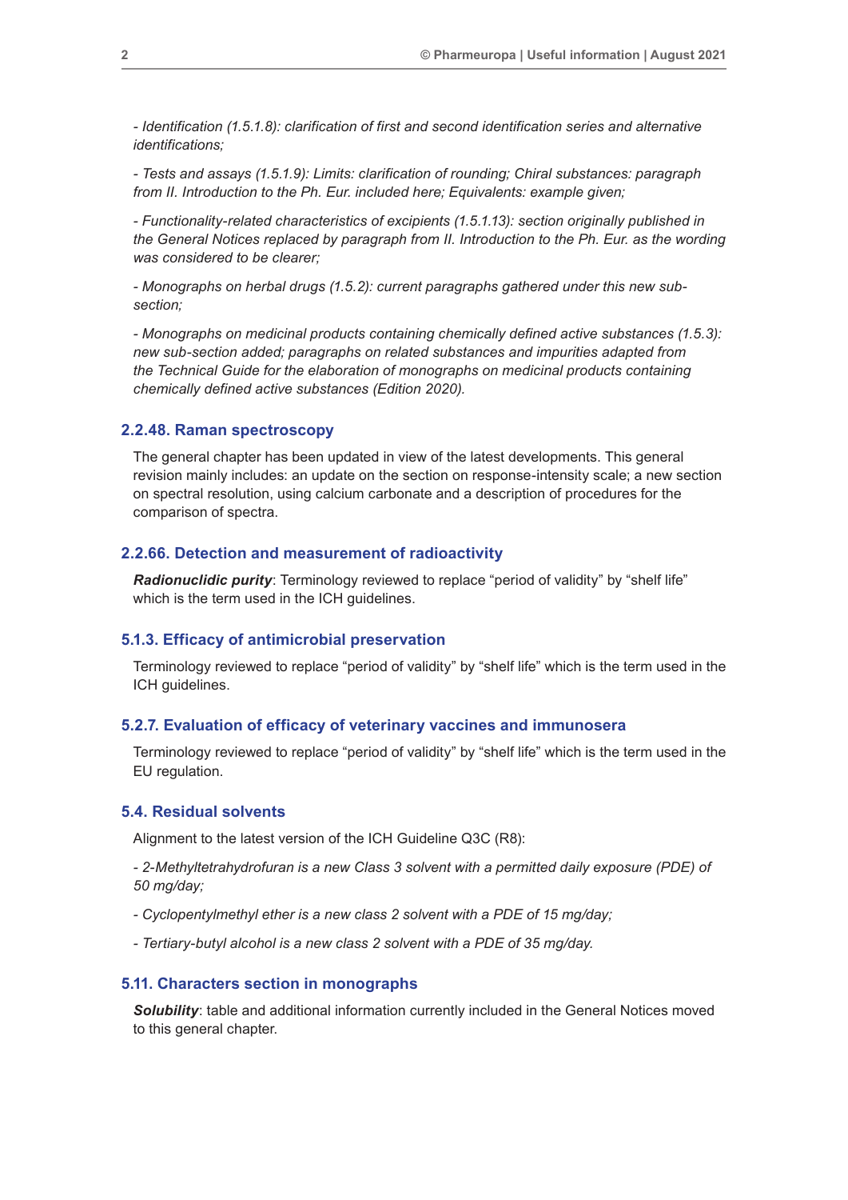*- Identification (1.5.1.8): clarification of first and second identification series and alternative identifications;*

*- Tests and assays (1.5.1.9): Limits: clarification of rounding; Chiral substances: paragraph from II. Introduction to the Ph. Eur. included here; Equivalents: example given;*

*- Functionality-related characteristics of excipients (1.5.1.13): section originally published in the General Notices replaced by paragraph from II. Introduction to the Ph. Eur. as the wording was considered to be clearer;*

*- Monographs on herbal drugs (1.5.2): current paragraphs gathered under this new sub-section;*

*- Monographs on medicinal products containing chemically defined active substances (1.5.3): new sub-section added; paragraphs on related substances and impurities adapted from the Technical Guide for the elaboration of monographs on medicinal products containing chemically defined active substances (Edition 2020).*

### 2.2.48. Raman spectroscopy

The general chapter has been updated in view of the latest developments. This general revision mainly includes: an update on the section on response-intensity scale; a new section on spectral resolution, using calcium carbonate and a description of procedures for the comparison of spectra.

### 2.2.66. Detection and measurement of radioactivity

***Radionuclidic purity***: Terminology reviewed to replace “period of validity” by “shelf life” which is the term used in the ICH guidelines.

### 5.1.3. Efficacy of antimicrobial preservation

Terminology reviewed to replace “period of validity” by “shelf life” which is the term used in the ICH guidelines.

### 5.2.7. Evaluation of efficacy of veterinary vaccines and immunosera

Terminology reviewed to replace “period of validity” by “shelf life” which is the term used in the EU regulation.

### 5.4. Residual solvents

Alignment to the latest version of the ICH Guideline Q3C (R8):

*- 2-Methyltetrahydrofuran is a new Class 3 solvent with a permitted daily exposure (PDE) of 50 mg/day;*

*- Cyclopentylmethyl ether is a new class 2 solvent with a PDE of 15 mg/day;*

*- Tertiary-butyl alcohol is a new class 2 solvent with a PDE of 35 mg/day.*

### 5.11. Characters section in monographs

***Solubility***: table and additional information currently included in the General Notices moved to this general chapter.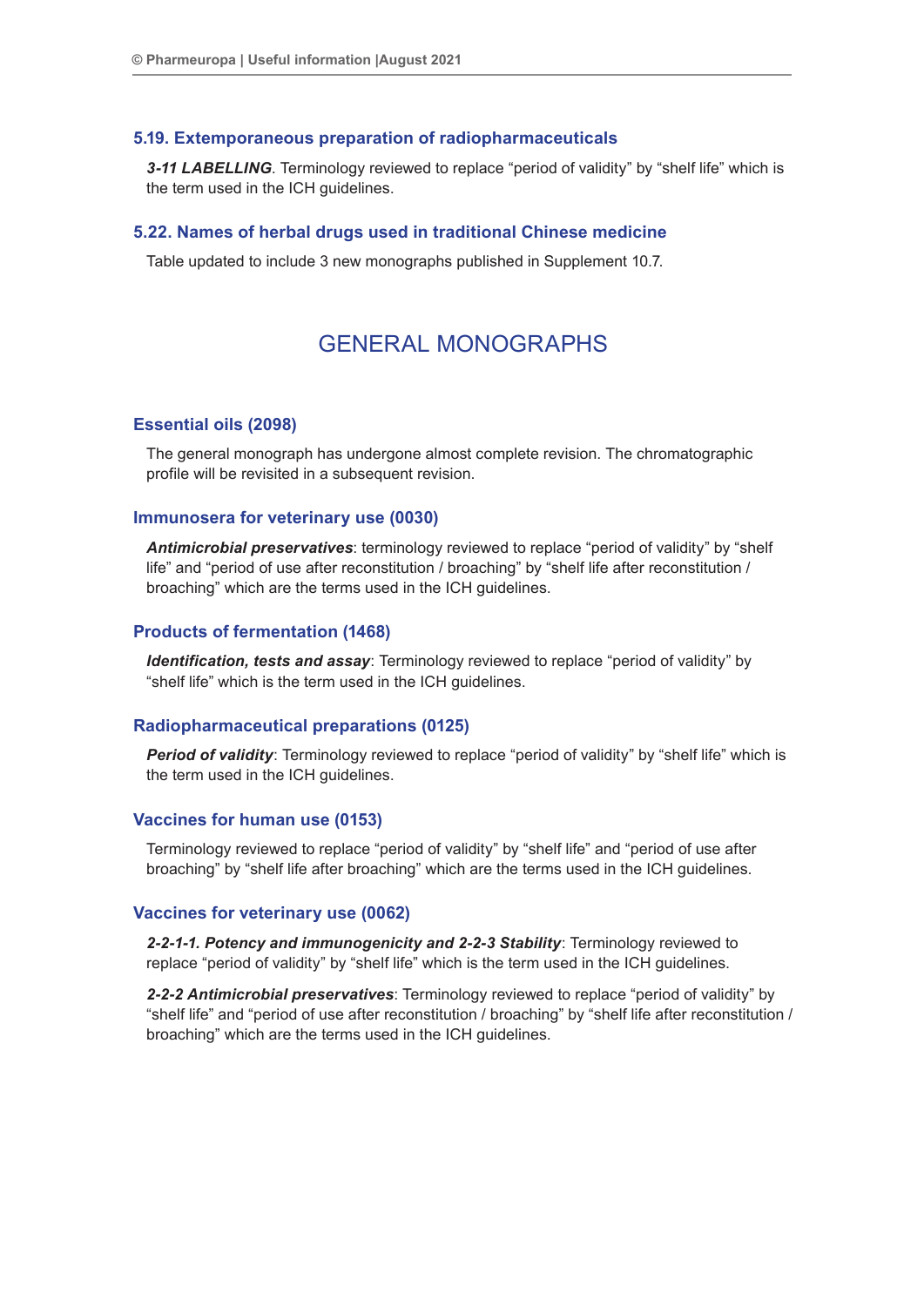### 5.19. Extemporaneous preparation of radiopharmaceuticals

***3-11 LABELLING***. Terminology reviewed to replace “period of validity” by “shelf life” which is the term used in the ICH guidelines.

### 5.22. Names of herbal drugs used in traditional Chinese medicine

Table updated to include 3 new monographs published in Supplement 10.7.

## GENERAL MONOGRAPHS

### Essential oils (2098)

The general monograph has undergone almost complete revision. The chromatographic profile will be revisited in a subsequent revision.

### Immunosera for veterinary use (0030)

***Antimicrobial preservatives***: terminology reviewed to replace “period of validity” by “shelf life” and “period of use after reconstitution / broaching” by “shelf life after reconstitution / broaching” which are the terms used in the ICH guidelines.

### Products of fermentation (1468)

***Identification, tests and assay***: Terminology reviewed to replace “period of validity” by “shelf life” which is the term used in the ICH guidelines.

### Radiopharmaceutical preparations (0125)

***Period of validity***: Terminology reviewed to replace “period of validity” by “shelf life” which is the term used in the ICH guidelines.

### Vaccines for human use (0153)

Terminology reviewed to replace “period of validity” by “shelf life” and “period of use after broaching” by “shelf life after broaching” which are the terms used in the ICH guidelines.

### Vaccines for veterinary use (0062)

***2-2-1-1. Potency and immunogenicity and 2-2-3 Stability***: Terminology reviewed to replace “period of validity” by “shelf life” which is the term used in the ICH guidelines.

***2-2-2 Antimicrobial preservatives***: Terminology reviewed to replace “period of validity” by “shelf life” and “period of use after reconstitution / broaching” by “shelf life after reconstitution / broaching” which are the terms used in the ICH guidelines.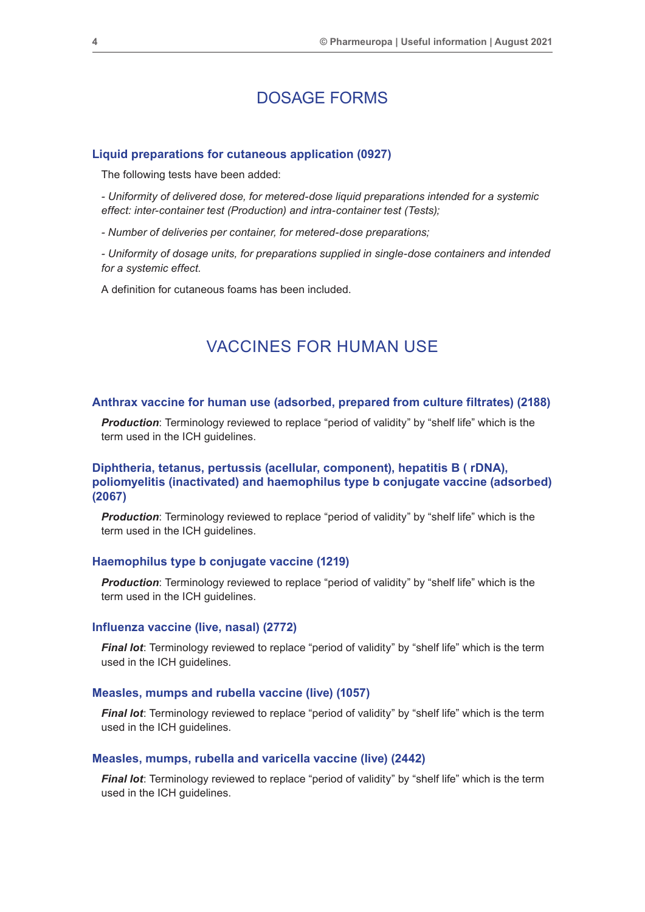# DOSAGE FORMS

### Liquid preparations for cutaneous application (0927)

The following tests have been added:

*- Uniformity of delivered dose, for metered-dose liquid preparations intended for a systemic effect: inter-container test (Production) and intra-container test (Tests);*

*- Number of deliveries per container, for metered-dose preparations;*

*- Uniformity of dosage units, for preparations supplied in single-dose containers and intended for a systemic effect.*

A definition for cutaneous foams has been included.

# VACCINES FOR HUMAN USE

### Anthrax vaccine for human use (adsorbed, prepared from culture filtrates) (2188)

***Production***: Terminology reviewed to replace "period of validity" by "shelf life" which is the term used in the ICH guidelines.

### Diphtheria, tetanus, pertussis (acellular, component), hepatitis B ( rDNA), poliomyelitis (inactivated) and haemophilus type b conjugate vaccine (adsorbed) (2067)

***Production***: Terminology reviewed to replace "period of validity" by "shelf life" which is the term used in the ICH guidelines.

### Haemophilus type b conjugate vaccine (1219)

***Production***: Terminology reviewed to replace "period of validity" by "shelf life" which is the term used in the ICH guidelines.

### Influenza vaccine (live, nasal) (2772)

***Final lot***: Terminology reviewed to replace "period of validity" by "shelf life" which is the term used in the ICH guidelines.

### Measles, mumps and rubella vaccine (live) (1057)

***Final lot***: Terminology reviewed to replace "period of validity" by "shelf life" which is the term used in the ICH guidelines.

### Measles, mumps, rubella and varicella vaccine (live) (2442)

***Final lot***: Terminology reviewed to replace "period of validity" by "shelf life" which is the term used in the ICH guidelines.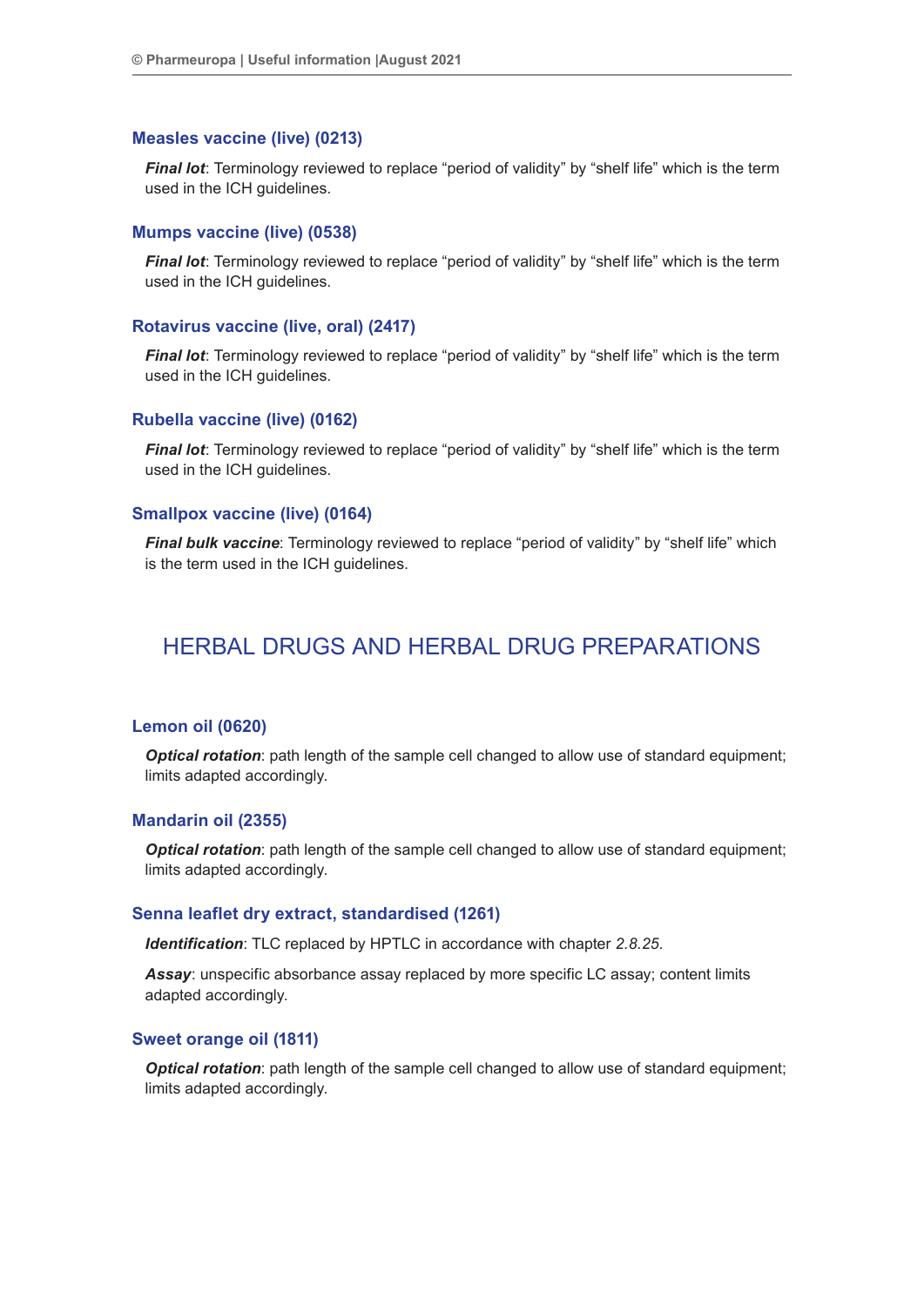### Measles vaccine (live) (0213)

***Final lot***: Terminology reviewed to replace “period of validity” by “shelf life” which is the term used in the ICH guidelines.

### Mumps vaccine (live) (0538)

***Final lot***: Terminology reviewed to replace “period of validity” by “shelf life” which is the term used in the ICH guidelines.

### Rotavirus vaccine (live, oral) (2417)

***Final lot***: Terminology reviewed to replace “period of validity” by “shelf life” which is the term used in the ICH guidelines.

### Rubella vaccine (live) (0162)

***Final lot***: Terminology reviewed to replace “period of validity” by “shelf life” which is the term used in the ICH guidelines.

### Smallpox vaccine (live) (0164)

***Final bulk vaccine***: Terminology reviewed to replace “period of validity” by “shelf life” which is the term used in the ICH guidelines.

## HERBAL DRUGS AND HERBAL DRUG PREPARATIONS

### Lemon oil (0620)

***Optical rotation***: path length of the sample cell changed to allow use of standard equipment; limits adapted accordingly.

### Mandarin oil (2355)

***Optical rotation***: path length of the sample cell changed to allow use of standard equipment; limits adapted accordingly.

### Senna leaflet dry extract, standardised (1261)

***Identification***: TLC replaced by HPTLC in accordance with chapter *2.8.25*.

***Assay***: unspecific absorbance assay replaced by more specific LC assay; content limits adapted accordingly.

### Sweet orange oil (1811)

***Optical rotation***: path length of the sample cell changed to allow use of standard equipment; limits adapted accordingly.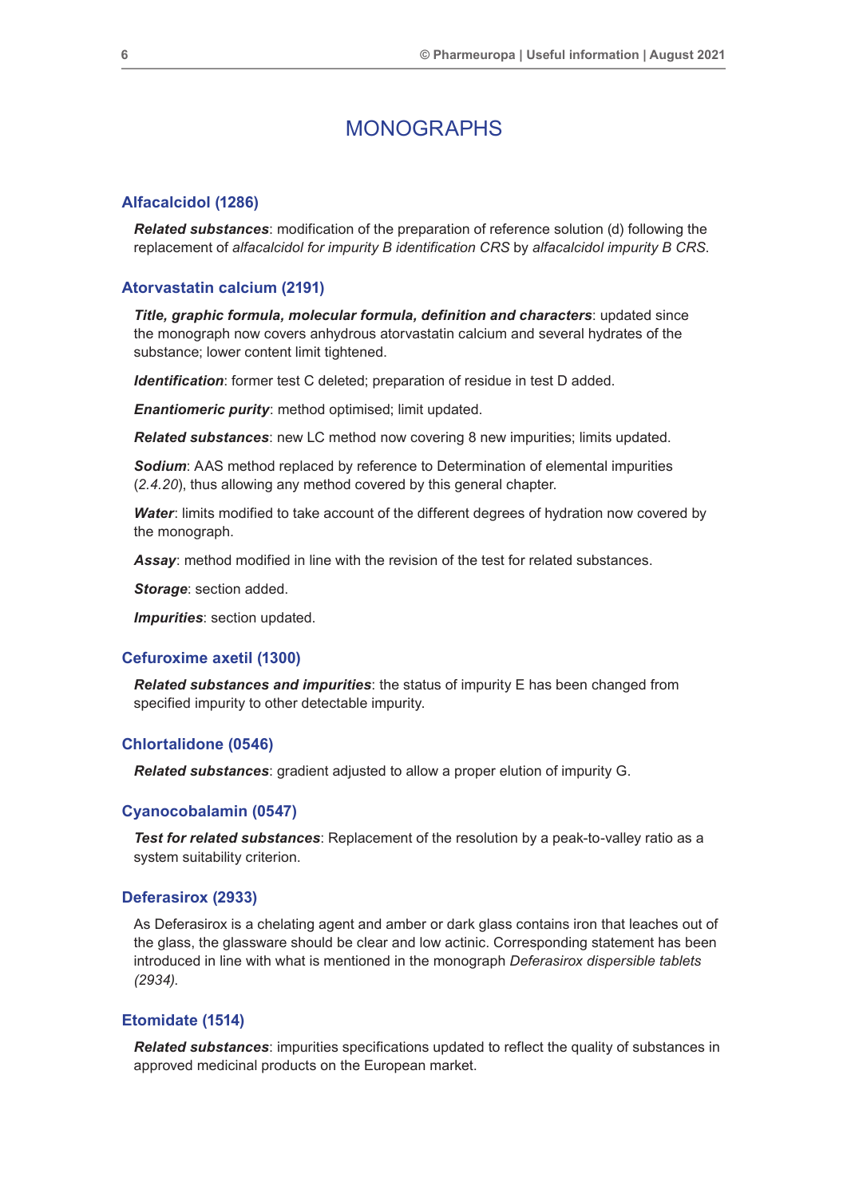# MONOGRAPHS

### Alfacalcidol (1286)

***Related substances***: modification of the preparation of reference solution (d) following the replacement of *alfacalcidol for impurity B identification CRS* by *alfacalcidol impurity B CRS*.

### Atorvastatin calcium (2191)

***Title, graphic formula, molecular formula, definition and characters***: updated since the monograph now covers anhydrous atorvastatin calcium and several hydrates of the substance; lower content limit tightened.

***Identification***: former test C deleted; preparation of residue in test D added.

***Enantiomeric purity***: method optimised; limit updated.

***Related substances***: new LC method now covering 8 new impurities; limits updated.

***Sodium***: AAS method replaced by reference to Determination of elemental impurities (*2.4.20*), thus allowing any method covered by this general chapter.

***Water***: limits modified to take account of the different degrees of hydration now covered by the monograph.

***Assay***: method modified in line with the revision of the test for related substances.

***Storage***: section added.

***Impurities***: section updated.

### Cefuroxime axetil (1300)

***Related substances and impurities***: the status of impurity E has been changed from specified impurity to other detectable impurity.

### Chlortalidone (0546)

***Related substances***: gradient adjusted to allow a proper elution of impurity G.

### Cyanocobalamin (0547)

***Test for related substances***: Replacement of the resolution by a peak-to-valley ratio as a system suitability criterion.

### Deferasirox (2933)

As Deferasirox is a chelating agent and amber or dark glass contains iron that leaches out of the glass, the glassware should be clear and low actinic. Corresponding statement has been introduced in line with what is mentioned in the monograph *Deferasirox dispersible tablets (2934)*.

### Etomidate (1514)

***Related substances***: impurities specifications updated to reflect the quality of substances in approved medicinal products on the European market.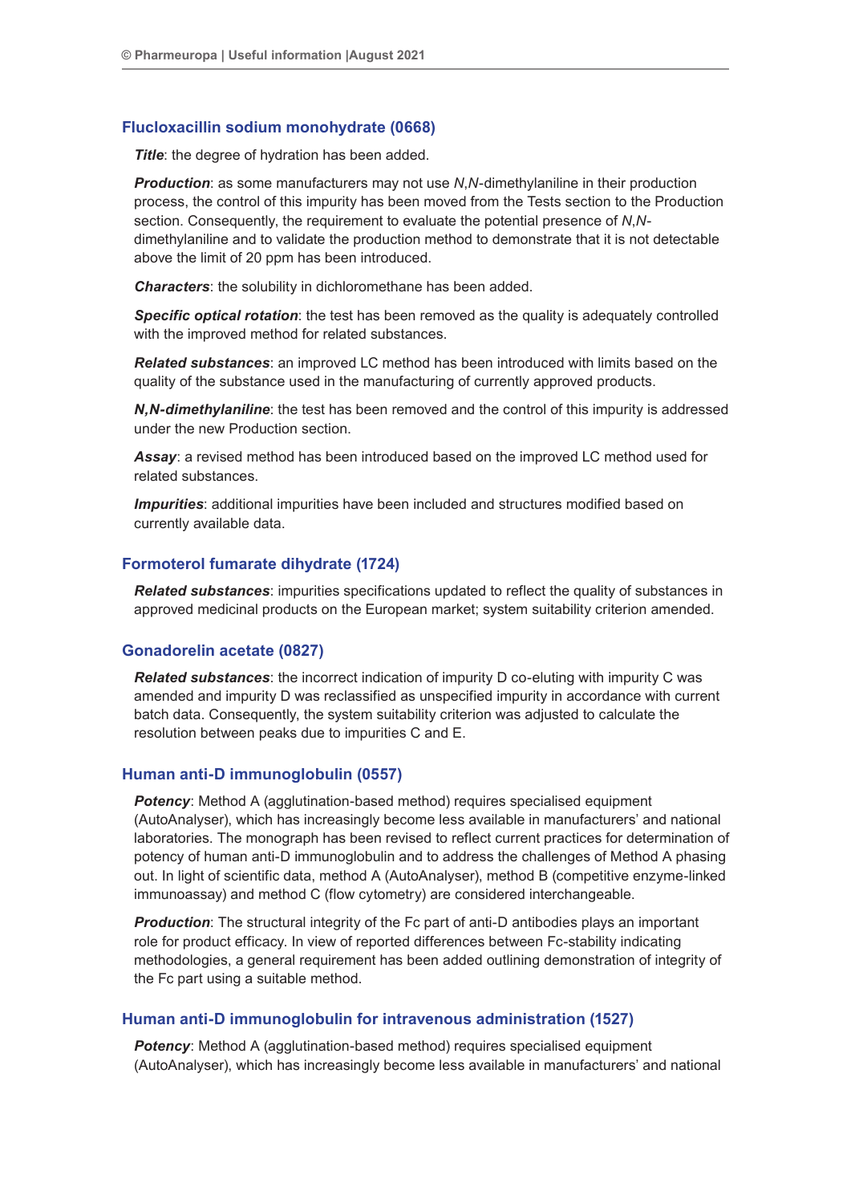### Flucloxacillin sodium monohydrate (0668)

***Title***: the degree of hydration has been added.

***Production***: as some manufacturers may not use *N*,*N*-dimethylaniline in their production process, the control of this impurity has been moved from the Tests section to the Production section. Consequently, the requirement to evaluate the potential presence of *N*,*N*-dimethylaniline and to validate the production method to demonstrate that it is not detectable above the limit of 20 ppm has been introduced.

***Characters***: the solubility in dichloromethane has been added.

***Specific optical rotation***: the test has been removed as the quality is adequately controlled with the improved method for related substances.

***Related substances***: an improved LC method has been introduced with limits based on the quality of the substance used in the manufacturing of currently approved products.

***N,N-dimethylaniline***: the test has been removed and the control of this impurity is addressed under the new Production section.

***Assay***: a revised method has been introduced based on the improved LC method used for related substances.

***Impurities***: additional impurities have been included and structures modified based on currently available data.

### Formoterol fumarate dihydrate (1724)

***Related substances***: impurities specifications updated to reflect the quality of substances in approved medicinal products on the European market; system suitability criterion amended.

### Gonadorelin acetate (0827)

***Related substances***: the incorrect indication of impurity D co-eluting with impurity C was amended and impurity D was reclassified as unspecified impurity in accordance with current batch data. Consequently, the system suitability criterion was adjusted to calculate the resolution between peaks due to impurities C and E.

### Human anti-D immunoglobulin (0557)

***Potency***: Method A (agglutination-based method) requires specialised equipment (AutoAnalyser), which has increasingly become less available in manufacturers' and national laboratories. The monograph has been revised to reflect current practices for determination of potency of human anti-D immunoglobulin and to address the challenges of Method A phasing out. In light of scientific data, method A (AutoAnalyser), method B (competitive enzyme-linked immunoassay) and method C (flow cytometry) are considered interchangeable.

***Production***: The structural integrity of the Fc part of anti-D antibodies plays an important role for product efficacy. In view of reported differences between Fc-stability indicating methodologies, a general requirement has been added outlining demonstration of integrity of the Fc part using a suitable method.

### Human anti-D immunoglobulin for intravenous administration (1527)

***Potency***: Method A (agglutination-based method) requires specialised equipment (AutoAnalyser), which has increasingly become less available in manufacturers' and national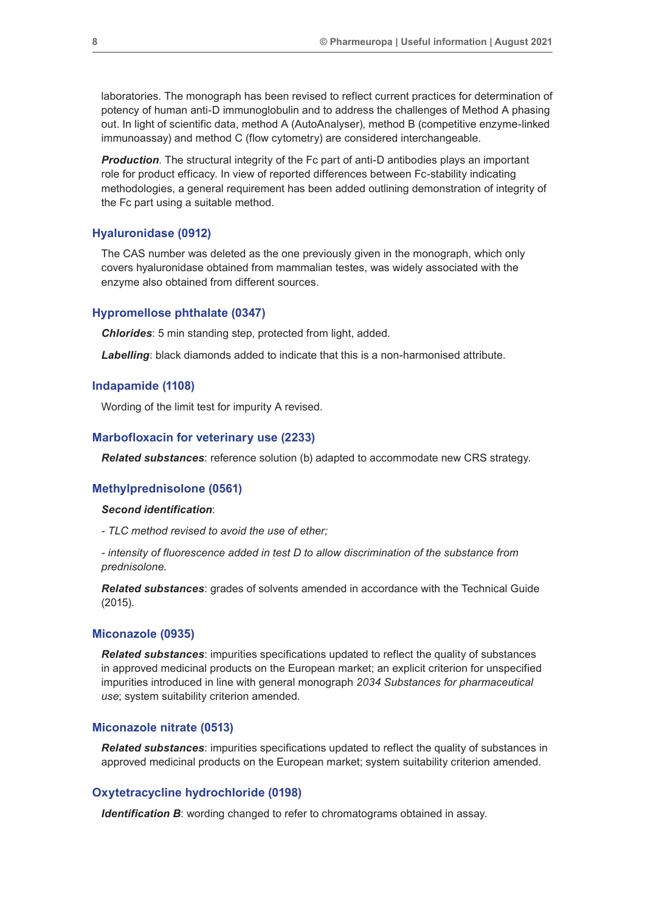laboratories. The monograph has been revised to reflect current practices for determination of potency of human anti-D immunoglobulin and to address the challenges of Method A phasing out. In light of scientific data, method A (AutoAnalyser), method B (competitive enzyme-linked immunoassay) and method C (flow cytometry) are considered interchangeable.

***Production***. The structural integrity of the Fc part of anti-D antibodies plays an important role for product efficacy. In view of reported differences between Fc-stability indicating methodologies, a general requirement has been added outlining demonstration of integrity of the Fc part using a suitable method.

### Hyaluronidase (0912)

The CAS number was deleted as the one previously given in the monograph, which only covers hyaluronidase obtained from mammalian testes, was widely associated with the enzyme also obtained from different sources.

### Hypromellose phthalate (0347)

***Chlorides***: 5 min standing step, protected from light, added.

***Labelling***: black diamonds added to indicate that this is a non-harmonised attribute.

### Indapamide (1108)

Wording of the limit test for impurity A revised.

### Marbofloxacin for veterinary use (2233)

***Related substances***: reference solution (b) adapted to accommodate new CRS strategy.

### Methylprednisolone (0561)

***Second identification***:

*- TLC method revised to avoid the use of ether;*

*- intensity of fluorescence added in test D to allow discrimination of the substance from prednisolone.*

***Related substances***: grades of solvents amended in accordance with the Technical Guide (2015).

### Miconazole (0935)

***Related substances***: impurities specifications updated to reflect the quality of substances in approved medicinal products on the European market; an explicit criterion for unspecified impurities introduced in line with general monograph *2034 Substances for pharmaceutical use*; system suitability criterion amended.

### Miconazole nitrate (0513)

***Related substances***: impurities specifications updated to reflect the quality of substances in approved medicinal products on the European market; system suitability criterion amended.

### Oxytetracycline hydrochloride (0198)

***Identification B***: wording changed to refer to chromatograms obtained in assay.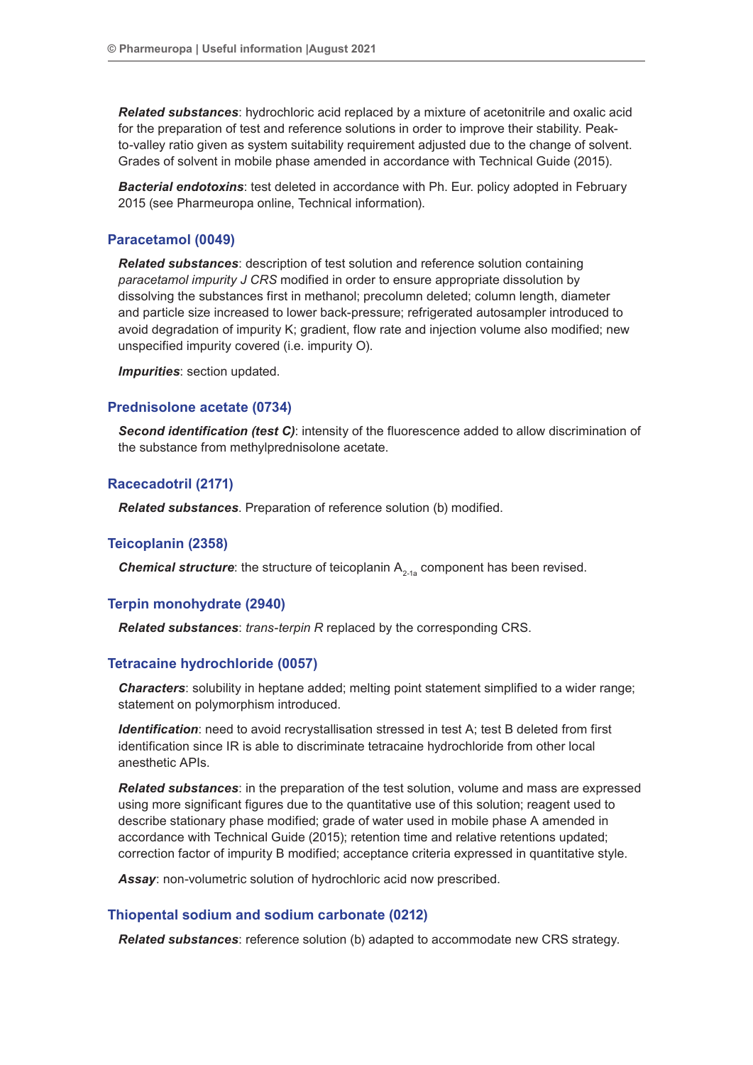***Related substances***: hydrochloric acid replaced by a mixture of acetonitrile and oxalic acid for the preparation of test and reference solutions in order to improve their stability. Peak-to-valley ratio given as system suitability requirement adjusted due to the change of solvent. Grades of solvent in mobile phase amended in accordance with Technical Guide (2015).

***Bacterial endotoxins***: test deleted in accordance with Ph. Eur. policy adopted in February 2015 (see Pharmeuropa online, Technical information).

### Paracetamol (0049)

***Related substances***: description of test solution and reference solution containing *paracetamol impurity J CRS* modified in order to ensure appropriate dissolution by dissolving the substances first in methanol; precolumn deleted; column length, diameter and particle size increased to lower back-pressure; refrigerated autosampler introduced to avoid degradation of impurity K; gradient, flow rate and injection volume also modified; new unspecified impurity covered (i.e. impurity O).

***Impurities***: section updated.

### Prednisolone acetate (0734)

***Second identification (test C)***: intensity of the fluorescence added to allow discrimination of the substance from methylprednisolone acetate.

### Racecadotril (2171)

***Related substances***. Preparation of reference solution (b) modified.

### Teicoplanin (2358)

***Chemical structure***: the structure of teicoplanin $A_{2\text{-}1a}$ component has been revised.

### Terpin monohydrate (2940)

***Related substances***: *trans-terpin R* replaced by the corresponding CRS.

### Tetracaine hydrochloride (0057)

***Characters***: solubility in heptane added; melting point statement simplified to a wider range; statement on polymorphism introduced.

***Identification***: need to avoid recrystallisation stressed in test A; test B deleted from first identification since IR is able to discriminate tetracaine hydrochloride from other local anesthetic APIs.

***Related substances***: in the preparation of the test solution, volume and mass are expressed using more significant figures due to the quantitative use of this solution; reagent used to describe stationary phase modified; grade of water used in mobile phase A amended in accordance with Technical Guide (2015); retention time and relative retentions updated; correction factor of impurity B modified; acceptance criteria expressed in quantitative style.

***Assay***: non-volumetric solution of hydrochloric acid now prescribed.

### Thiopental sodium and sodium carbonate (0212)

***Related substances***: reference solution (b) adapted to accommodate new CRS strategy.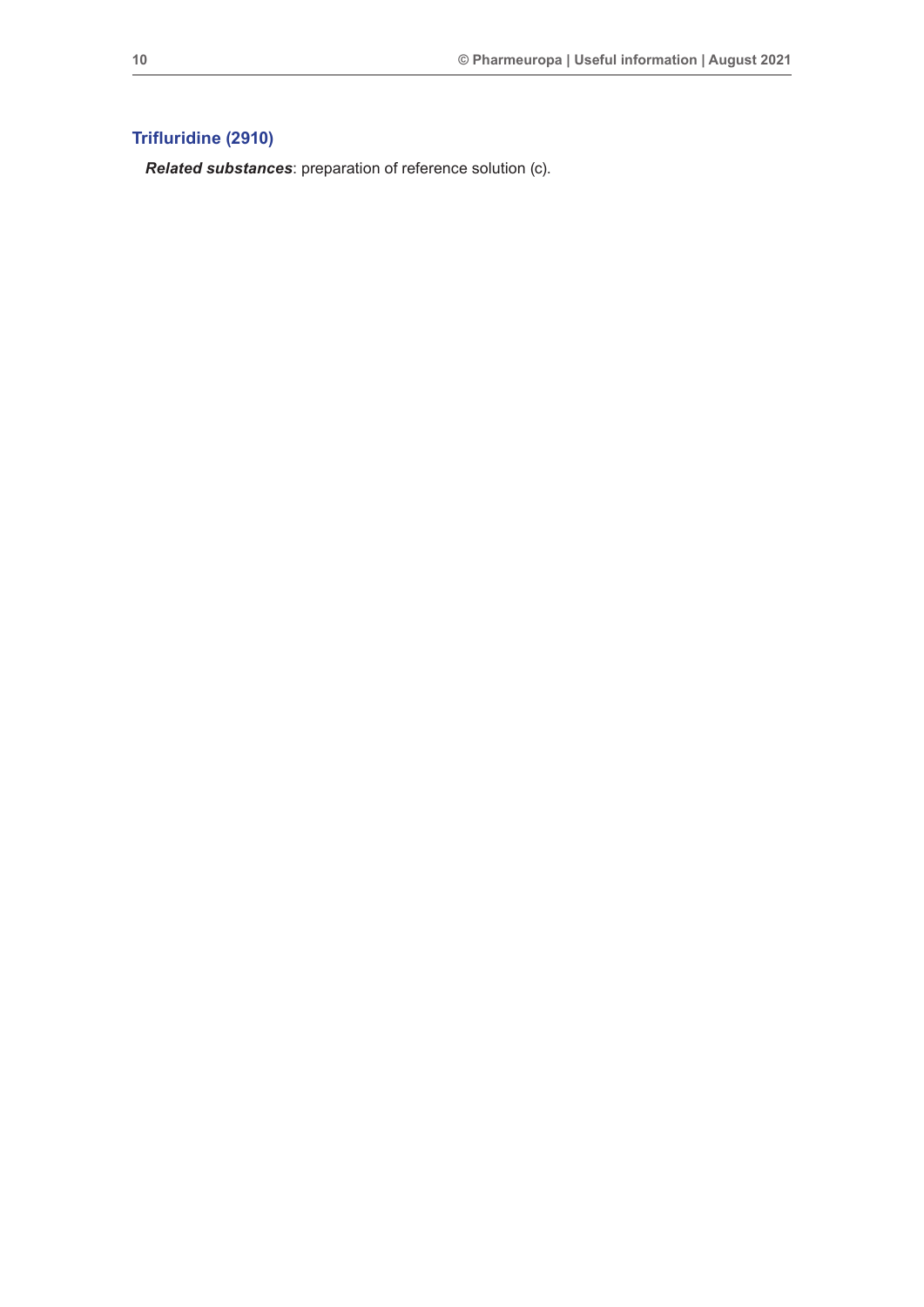### Trifluridine (2910)

***Related substances***: preparation of reference solution (c).